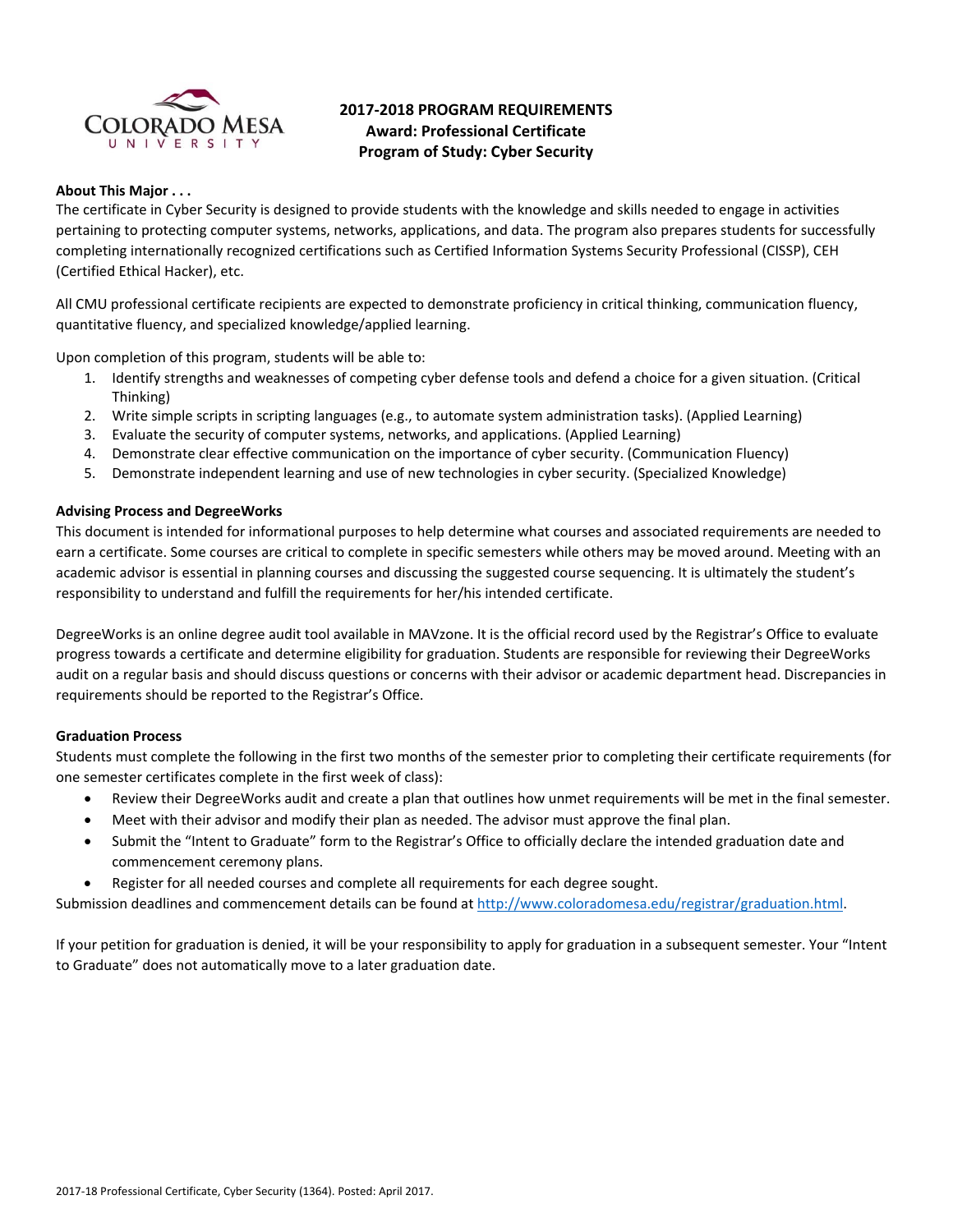# 2017-2018 PROGRAM REQUIREMENTS
## Award: Professional Certificate
## Program of Study: Cyber Security

**About This Major . . .**

The certificate in Cyber Security is designed to provide students with the knowledge and skills needed to engage in activities pertaining to protecting computer systems, networks, applications, and data. The program also prepares students for successfully completing internationally recognized certifications such as Certified Information Systems Security Professional (CISSP), CEH (Certified Ethical Hacker), etc.

All CMU professional certificate recipients are expected to demonstrate proficiency in critical thinking, communication fluency, quantitative fluency, and specialized knowledge/applied learning.

Upon completion of this program, students will be able to:

1. Identify strengths and weaknesses of competing cyber defense tools and defend a choice for a given situation. (Critical Thinking)
2. Write simple scripts in scripting languages (e.g., to automate system administration tasks). (Applied Learning)
3. Evaluate the security of computer systems, networks, and applications. (Applied Learning)
4. Demonstrate clear effective communication on the importance of cyber security. (Communication Fluency)
5. Demonstrate independent learning and use of new technologies in cyber security. (Specialized Knowledge)

**Advising Process and DegreeWorks**

This document is intended for informational purposes to help determine what courses and associated requirements are needed to earn a certificate. Some courses are critical to complete in specific semesters while others may be moved around. Meeting with an academic advisor is essential in planning courses and discussing the suggested course sequencing. It is ultimately the student's responsibility to understand and fulfill the requirements for her/his intended certificate.

DegreeWorks is an online degree audit tool available in MAVzone. It is the official record used by the Registrar's Office to evaluate progress towards a certificate and determine eligibility for graduation. Students are responsible for reviewing their DegreeWorks audit on a regular basis and should discuss questions or concerns with their advisor or academic department head. Discrepancies in requirements should be reported to the Registrar's Office.

**Graduation Process**

Students must complete the following in the first two months of the semester prior to completing their certificate requirements (for one semester certificates complete in the first week of class):

- Review their DegreeWorks audit and create a plan that outlines how unmet requirements will be met in the final semester.
- Meet with their advisor and modify their plan as needed. The advisor must approve the final plan.
- Submit the "Intent to Graduate" form to the Registrar's Office to officially declare the intended graduation date and commencement ceremony plans.
- Register for all needed courses and complete all requirements for each degree sought.

Submission deadlines and commencement details can be found at http://www.coloradomesa.edu/registrar/graduation.html.

If your petition for graduation is denied, it will be your responsibility to apply for graduation in a subsequent semester. Your "Intent to Graduate" does not automatically move to a later graduation date.

2017-18 Professional Certificate, Cyber Security (1364). Posted: April 2017.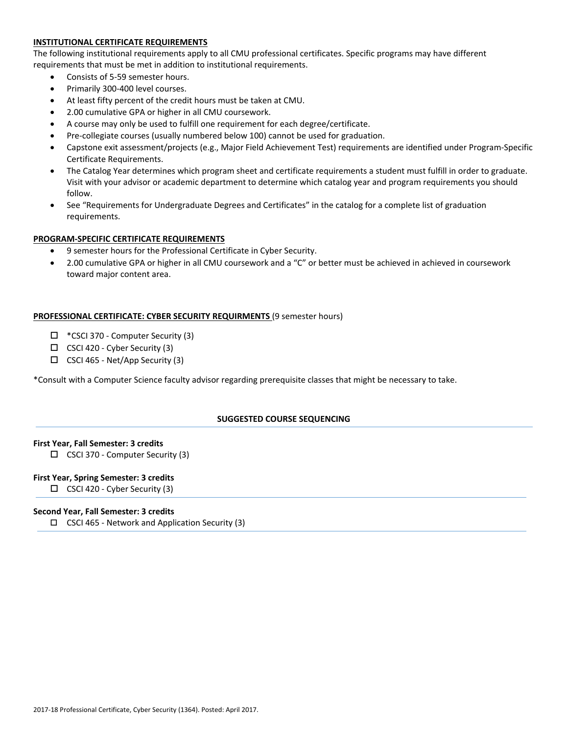**INSTITUTIONAL CERTIFICATE REQUIREMENTS**

The following institutional requirements apply to all CMU professional certificates. Specific programs may have different requirements that must be met in addition to institutional requirements.

- Consists of 5-59 semester hours.
- Primarily 300-400 level courses.
- At least fifty percent of the credit hours must be taken at CMU.
- 2.00 cumulative GPA or higher in all CMU coursework.
- A course may only be used to fulfill one requirement for each degree/certificate.
- Pre-collegiate courses (usually numbered below 100) cannot be used for graduation.
- Capstone exit assessment/projects (e.g., Major Field Achievement Test) requirements are identified under Program-Specific Certificate Requirements.
- The Catalog Year determines which program sheet and certificate requirements a student must fulfill in order to graduate. Visit with your advisor or academic department to determine which catalog year and program requirements you should follow.
- See "Requirements for Undergraduate Degrees and Certificates" in the catalog for a complete list of graduation requirements.

**PROGRAM-SPECIFIC CERTIFICATE REQUIREMENTS**

- 9 semester hours for the Professional Certificate in Cyber Security.
- 2.00 cumulative GPA or higher in all CMU coursework and a "C" or better must be achieved in achieved in coursework toward major content area.

**PROFESSIONAL CERTIFICATE: CYBER SECURITY REQUIRMENTS** (9 semester hours)

- ☐ *CSCI 370 - Computer Security (3)
- ☐ CSCI 420 - Cyber Security (3)
- ☐ CSCI 465 - Net/App Security (3)

*Consult with a Computer Science faculty advisor regarding prerequisite classes that might be necessary to take.

**SUGGESTED COURSE SEQUENCING**

**First Year, Fall Semester: 3 credits**

- ☐ CSCI 370 - Computer Security (3)

**First Year, Spring Semester: 3 credits**

- ☐ CSCI 420 - Cyber Security (3)

**Second Year, Fall Semester: 3 credits**

- ☐ CSCI 465 - Network and Application Security (3)